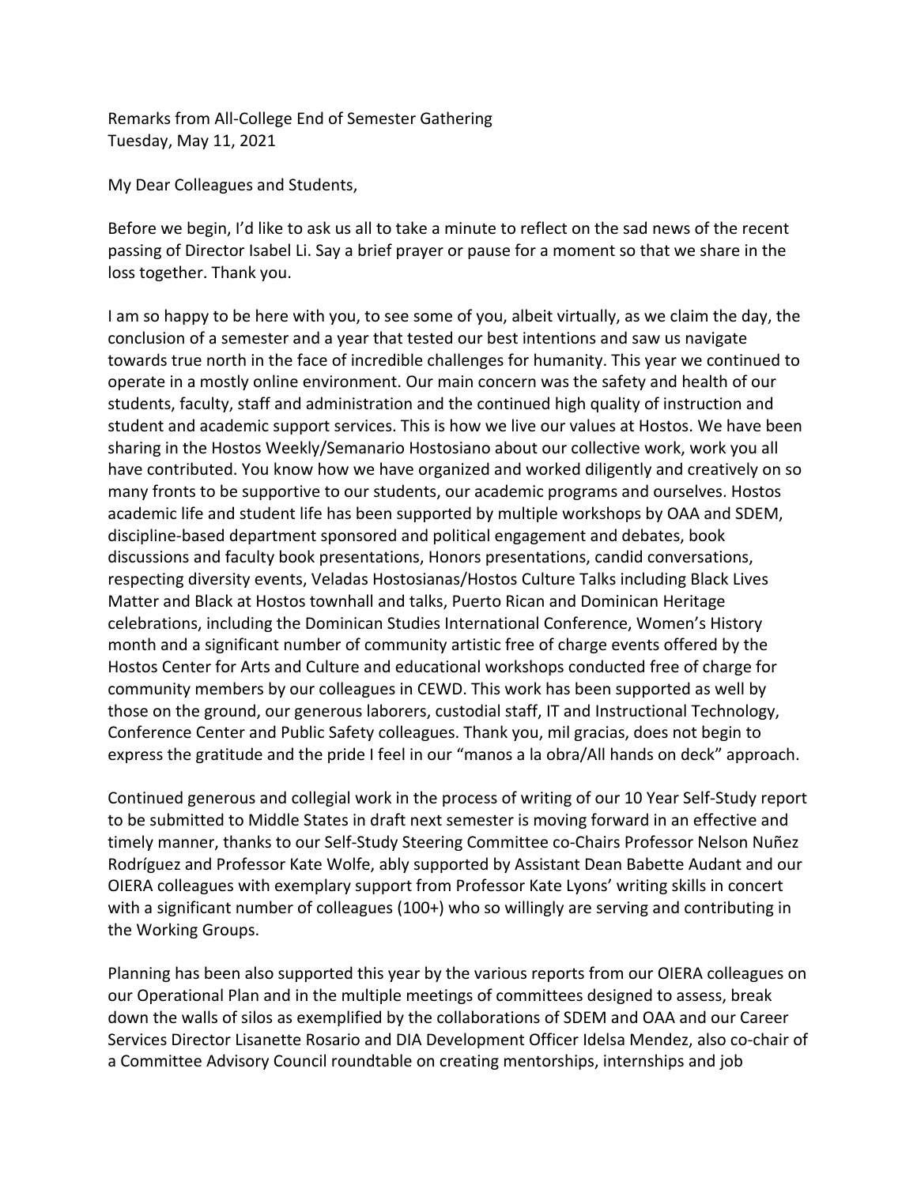Remarks from All-College End of Semester Gathering
Tuesday, May 11, 2021

My Dear Colleagues and Students,

Before we begin, I'd like to ask us all to take a minute to reflect on the sad news of the recent passing of Director Isabel Li. Say a brief prayer or pause for a moment so that we share in the loss together. Thank you.

I am so happy to be here with you, to see some of you, albeit virtually, as we claim the day, the conclusion of a semester and a year that tested our best intentions and saw us navigate towards true north in the face of incredible challenges for humanity. This year we continued to operate in a mostly online environment. Our main concern was the safety and health of our students, faculty, staff and administration and the continued high quality of instruction and student and academic support services. This is how we live our values at Hostos. We have been sharing in the Hostos Weekly/Semanario Hostosiano about our collective work, work you all have contributed. You know how we have organized and worked diligently and creatively on so many fronts to be supportive to our students, our academic programs and ourselves. Hostos academic life and student life has been supported by multiple workshops by OAA and SDEM, discipline-based department sponsored and political engagement and debates, book discussions and faculty book presentations, Honors presentations, candid conversations, respecting diversity events, Veladas Hostosianas/Hostos Culture Talks including Black Lives Matter and Black at Hostos townhall and talks, Puerto Rican and Dominican Heritage celebrations, including the Dominican Studies International Conference, Women's History month and a significant number of community artistic free of charge events offered by the Hostos Center for Arts and Culture and educational workshops conducted free of charge for community members by our colleagues in CEWD. This work has been supported as well by those on the ground, our generous laborers, custodial staff, IT and Instructional Technology, Conference Center and Public Safety colleagues. Thank you, mil gracias, does not begin to express the gratitude and the pride I feel in our "manos a la obra/All hands on deck" approach.

Continued generous and collegial work in the process of writing of our 10 Year Self-Study report to be submitted to Middle States in draft next semester is moving forward in an effective and timely manner, thanks to our Self-Study Steering Committee co-Chairs Professor Nelson Nuñez Rodríguez and Professor Kate Wolfe, ably supported by Assistant Dean Babette Audant and our OIERA colleagues with exemplary support from Professor Kate Lyons' writing skills in concert with a significant number of colleagues (100+) who so willingly are serving and contributing in the Working Groups.

Planning has been also supported this year by the various reports from our OIERA colleagues on our Operational Plan and in the multiple meetings of committees designed to assess, break down the walls of silos as exemplified by the collaborations of SDEM and OAA and our Career Services Director Lisanette Rosario and DIA Development Officer Idelsa Mendez, also co-chair of a Committee Advisory Council roundtable on creating mentorships, internships and job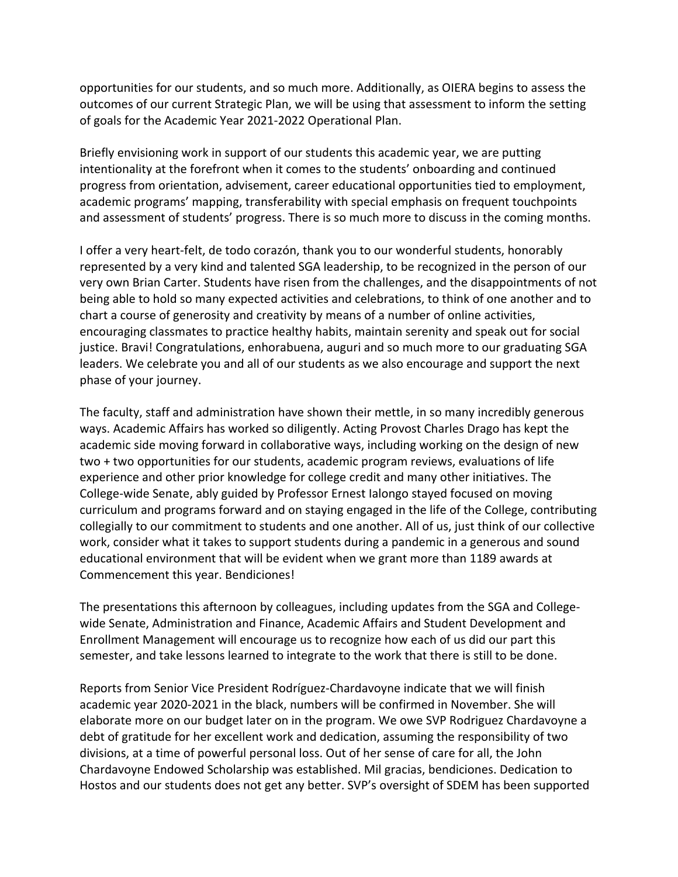opportunities for our students, and so much more. Additionally, as OIERA begins to assess the outcomes of our current Strategic Plan, we will be using that assessment to inform the setting of goals for the Academic Year 2021-2022 Operational Plan.

Briefly envisioning work in support of our students this academic year, we are putting intentionality at the forefront when it comes to the students' onboarding and continued progress from orientation, advisement, career educational opportunities tied to employment, academic programs' mapping, transferability with special emphasis on frequent touchpoints and assessment of students' progress. There is so much more to discuss in the coming months.

I offer a very heart-felt, de todo corazón, thank you to our wonderful students, honorably represented by a very kind and talented SGA leadership, to be recognized in the person of our very own Brian Carter. Students have risen from the challenges, and the disappointments of not being able to hold so many expected activities and celebrations, to think of one another and to chart a course of generosity and creativity by means of a number of online activities, encouraging classmates to practice healthy habits, maintain serenity and speak out for social justice. Bravi! Congratulations, enhorabuena, auguri and so much more to our graduating SGA leaders. We celebrate you and all of our students as we also encourage and support the next phase of your journey.

The faculty, staff and administration have shown their mettle, in so many incredibly generous ways. Academic Affairs has worked so diligently. Acting Provost Charles Drago has kept the academic side moving forward in collaborative ways, including working on the design of new two + two opportunities for our students, academic program reviews, evaluations of life experience and other prior knowledge for college credit and many other initiatives. The College-wide Senate, ably guided by Professor Ernest Ialongo stayed focused on moving curriculum and programs forward and on staying engaged in the life of the College, contributing collegially to our commitment to students and one another. All of us, just think of our collective work, consider what it takes to support students during a pandemic in a generous and sound educational environment that will be evident when we grant more than 1189 awards at Commencement this year. Bendiciones!

The presentations this afternoon by colleagues, including updates from the SGA and College-wide Senate, Administration and Finance, Academic Affairs and Student Development and Enrollment Management will encourage us to recognize how each of us did our part this semester, and take lessons learned to integrate to the work that there is still to be done.

Reports from Senior Vice President Rodríguez-Chardavoyne indicate that we will finish academic year 2020-2021 in the black, numbers will be confirmed in November. She will elaborate more on our budget later on in the program. We owe SVP Rodriguez Chardavoyne a debt of gratitude for her excellent work and dedication, assuming the responsibility of two divisions, at a time of powerful personal loss. Out of her sense of care for all, the John Chardavoyne Endowed Scholarship was established. Mil gracias, bendiciones. Dedication to Hostos and our students does not get any better. SVP's oversight of SDEM has been supported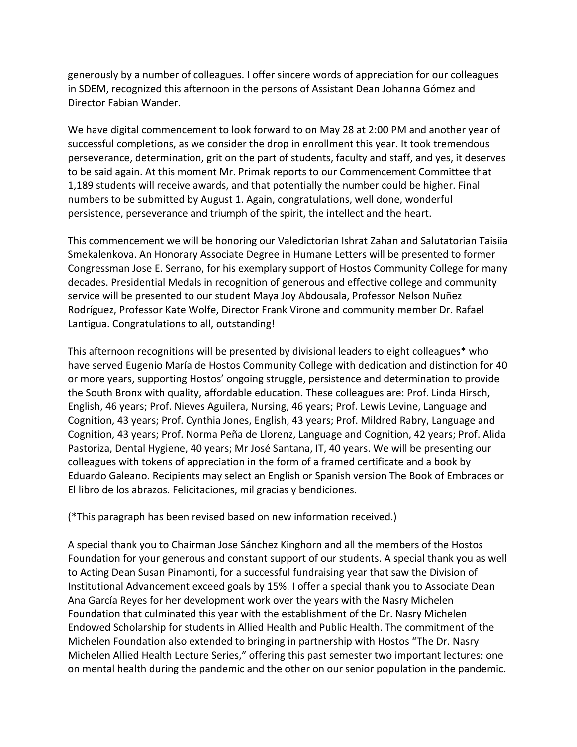generously by a number of colleagues. I offer sincere words of appreciation for our colleagues in SDEM, recognized this afternoon in the persons of Assistant Dean Johanna Gómez and Director Fabian Wander.

We have digital commencement to look forward to on May 28 at 2:00 PM and another year of successful completions, as we consider the drop in enrollment this year. It took tremendous perseverance, determination, grit on the part of students, faculty and staff, and yes, it deserves to be said again. At this moment Mr. Primak reports to our Commencement Committee that 1,189 students will receive awards, and that potentially the number could be higher. Final numbers to be submitted by August 1. Again, congratulations, well done, wonderful persistence, perseverance and triumph of the spirit, the intellect and the heart.

This commencement we will be honoring our Valedictorian Ishrat Zahan and Salutatorian Taisiia Smekalenkova. An Honorary Associate Degree in Humane Letters will be presented to former Congressman Jose E. Serrano, for his exemplary support of Hostos Community College for many decades. Presidential Medals in recognition of generous and effective college and community service will be presented to our student Maya Joy Abdousala, Professor Nelson Nuñez Rodríguez, Professor Kate Wolfe, Director Frank Virone and community member Dr. Rafael Lantigua. Congratulations to all, outstanding!

This afternoon recognitions will be presented by divisional leaders to eight colleagues* who have served Eugenio María de Hostos Community College with dedication and distinction for 40 or more years, supporting Hostos' ongoing struggle, persistence and determination to provide the South Bronx with quality, affordable education. These colleagues are: Prof. Linda Hirsch, English, 46 years; Prof. Nieves Aguilera, Nursing, 46 years; Prof. Lewis Levine, Language and Cognition, 43 years; Prof. Cynthia Jones, English, 43 years; Prof. Mildred Rabry, Language and Cognition, 43 years; Prof. Norma Peña de Llorenz, Language and Cognition, 42 years; Prof. Alida Pastoriza, Dental Hygiene, 40 years; Mr José Santana, IT, 40 years. We will be presenting our colleagues with tokens of appreciation in the form of a framed certificate and a book by Eduardo Galeano. Recipients may select an English or Spanish version The Book of Embraces or El libro de los abrazos. Felicitaciones, mil gracias y bendiciones.

(*This paragraph has been revised based on new information received.)

A special thank you to Chairman Jose Sánchez Kinghorn and all the members of the Hostos Foundation for your generous and constant support of our students. A special thank you as well to Acting Dean Susan Pinamonti, for a successful fundraising year that saw the Division of Institutional Advancement exceed goals by 15%. I offer a special thank you to Associate Dean Ana García Reyes for her development work over the years with the Nasry Michelen Foundation that culminated this year with the establishment of the Dr. Nasry Michelen Endowed Scholarship for students in Allied Health and Public Health. The commitment of the Michelen Foundation also extended to bringing in partnership with Hostos "The Dr. Nasry Michelen Allied Health Lecture Series," offering this past semester two important lectures: one on mental health during the pandemic and the other on our senior population in the pandemic.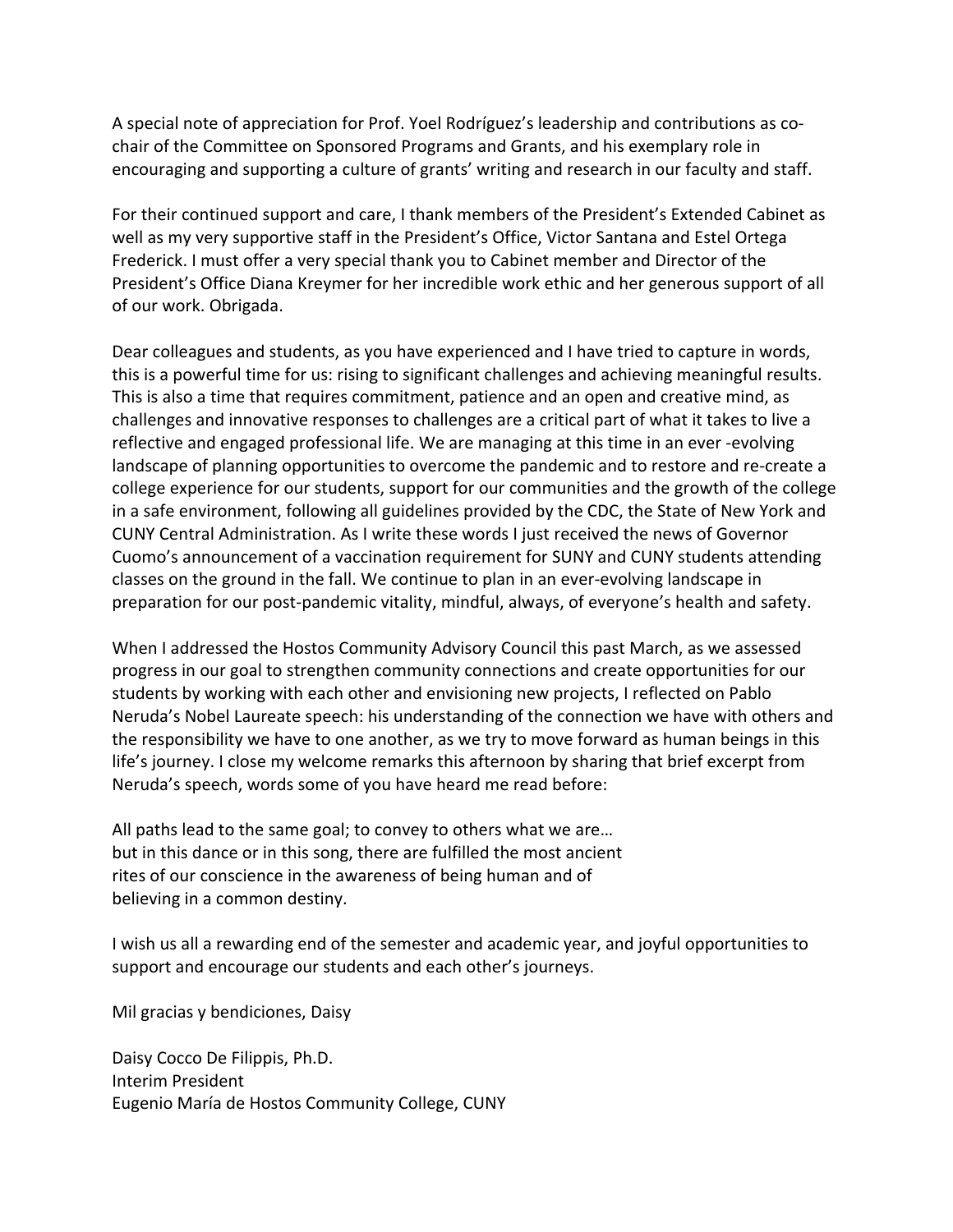A special note of appreciation for Prof. Yoel Rodríguez's leadership and contributions as co-chair of the Committee on Sponsored Programs and Grants, and his exemplary role in encouraging and supporting a culture of grants' writing and research in our faculty and staff.

For their continued support and care, I thank members of the President's Extended Cabinet as well as my very supportive staff in the President's Office, Victor Santana and Estel Ortega Frederick. I must offer a very special thank you to Cabinet member and Director of the President's Office Diana Kreymer for her incredible work ethic and her generous support of all of our work. Obrigada.

Dear colleagues and students, as you have experienced and I have tried to capture in words, this is a powerful time for us: rising to significant challenges and achieving meaningful results. This is also a time that requires commitment, patience and an open and creative mind, as challenges and innovative responses to challenges are a critical part of what it takes to live a reflective and engaged professional life. We are managing at this time in an ever -evolving landscape of planning opportunities to overcome the pandemic and to restore and re-create a college experience for our students, support for our communities and the growth of the college in a safe environment, following all guidelines provided by the CDC, the State of New York and CUNY Central Administration. As I write these words I just received the news of Governor Cuomo's announcement of a vaccination requirement for SUNY and CUNY students attending classes on the ground in the fall. We continue to plan in an ever-evolving landscape in preparation for our post-pandemic vitality, mindful, always, of everyone's health and safety.

When I addressed the Hostos Community Advisory Council this past March, as we assessed progress in our goal to strengthen community connections and create opportunities for our students by working with each other and envisioning new projects, I reflected on Pablo Neruda's Nobel Laureate speech: his understanding of the connection we have with others and the responsibility we have to one another, as we try to move forward as human beings in this life's journey. I close my welcome remarks this afternoon by sharing that brief excerpt from Neruda's speech, words some of you have heard me read before:

All paths lead to the same goal; to convey to others what we are…
but in this dance or in this song, there are fulfilled the most ancient
rites of our conscience in the awareness of being human and of
believing in a common destiny.

I wish us all a rewarding end of the semester and academic year, and joyful opportunities to support and encourage our students and each other's journeys.

Mil gracias y bendiciones, Daisy

Daisy Cocco De Filippis, Ph.D.
Interim President
Eugenio María de Hostos Community College, CUNY